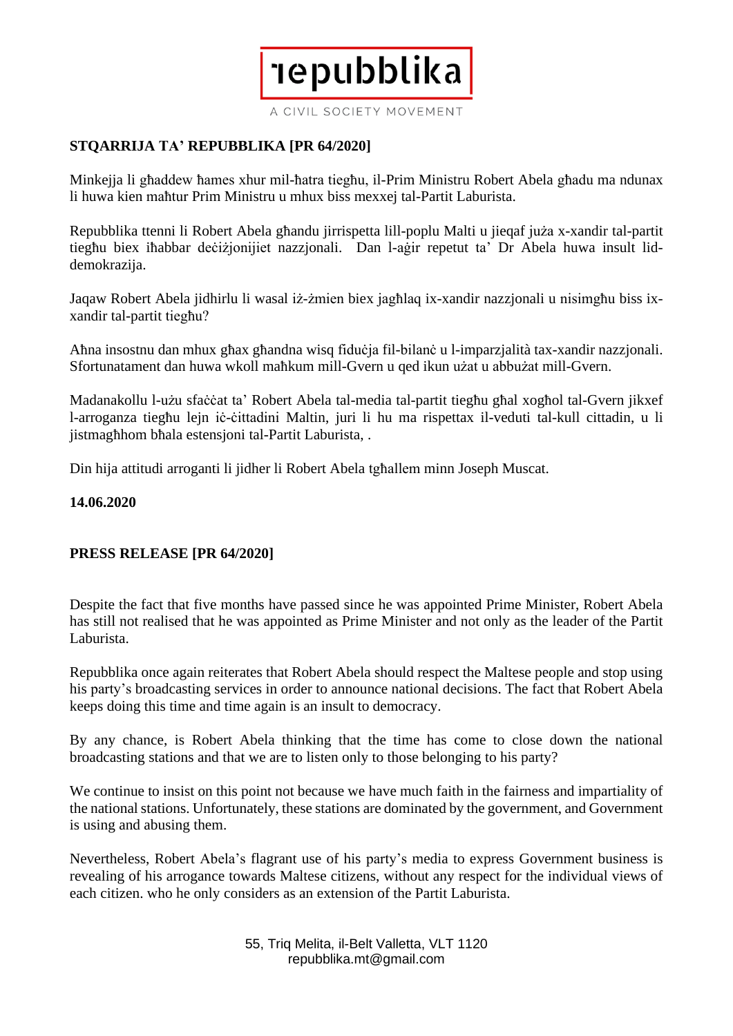repubblika

A CIVIL SOCIETY MOVEMENT

**STQARRIJA TA' REPUBBLIKA [PR 64/2020]**

Minkejja li għaddew ħames xhur mil-ħatra tiegħu, il-Prim Ministru Robert Abela għadu ma ndunax li huwa kien maħtur Prim Ministru u mhux biss mexxej tal-Partit Laburista.

Repubblika ttenni li Robert Abela għandu jirrispetta lill-poplu Malti u jieqaf juża x-xandir tal-partit tiegħu biex iħabbar deċiżjonijiet nazzjonali. Dan l-aġir repetut ta' Dr Abela huwa insult lid-demokrazija.

Jaqaw Robert Abela jidhirlu li wasal iż-żmien biex jagħlaq ix-xandir nazzjonali u nisimgħu biss ix-xandir tal-partit tiegħu?

Aħna insostnu dan mhux għax għandna wisq fiduċja fil-bilanċ u l-imparzjalità tax-xandir nazzjonali. Sfortunatament dan huwa wkoll maħkum mill-Gvern u qed ikun użat u abbużat mill-Gvern.

Madanakollu l-użu sfaċċat ta' Robert Abela tal-media tal-partit tiegħu għal xogħol tal-Gvern jikxef l-arroganza tiegħu lejn iċ-ċittadini Maltin, juri li hu ma rispettax il-veduti tal-kull cittadin, u li jistmagħhom bħala estensjoni tal-Partit Laburista, .

Din hija attitudi arroganti li jidher li Robert Abela tgħallem minn Joseph Muscat.

**14.06.2020**

**PRESS RELEASE [PR 64/2020]**

Despite the fact that five months have passed since he was appointed Prime Minister, Robert Abela has still not realised that he was appointed as Prime Minister and not only as the leader of the Partit Laburista.

Repubblika once again reiterates that Robert Abela should respect the Maltese people and stop using his party's broadcasting services in order to announce national decisions. The fact that Robert Abela keeps doing this time and time again is an insult to democracy.

By any chance, is Robert Abela thinking that the time has come to close down the national broadcasting stations and that we are to listen only to those belonging to his party?

We continue to insist on this point not because we have much faith in the fairness and impartiality of the national stations. Unfortunately, these stations are dominated by the government, and Government is using and abusing them.

Nevertheless, Robert Abela's flagrant use of his party's media to express Government business is revealing of his arrogance towards Maltese citizens, without any respect for the individual views of each citizen. who he only considers as an extension of the Partit Laburista.

55, Triq Melita, il-Belt Valletta, VLT 1120
repubblika.mt@gmail.com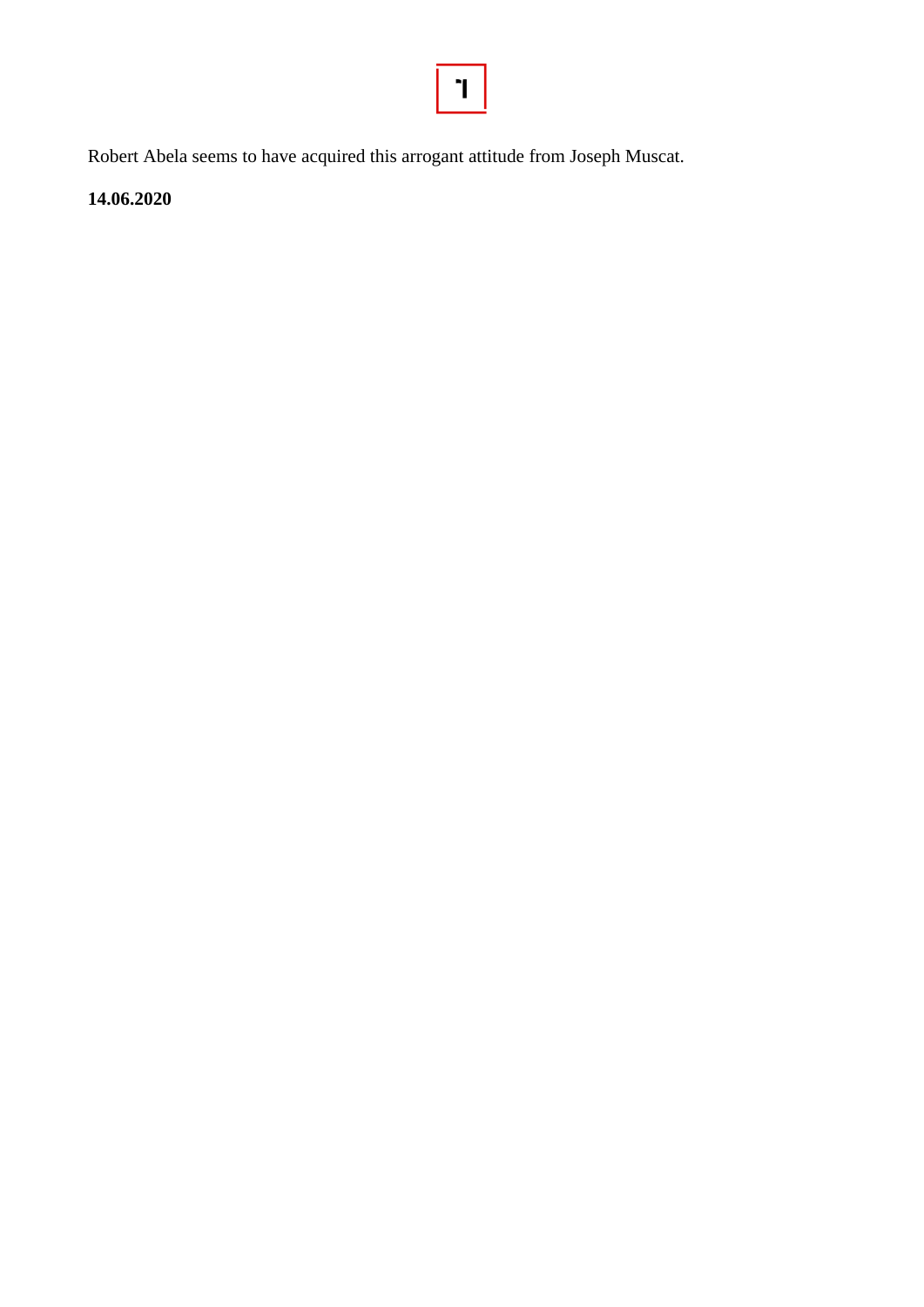Robert Abela seems to have acquired this arrogant attitude from Joseph Muscat.

**14.06.2020**